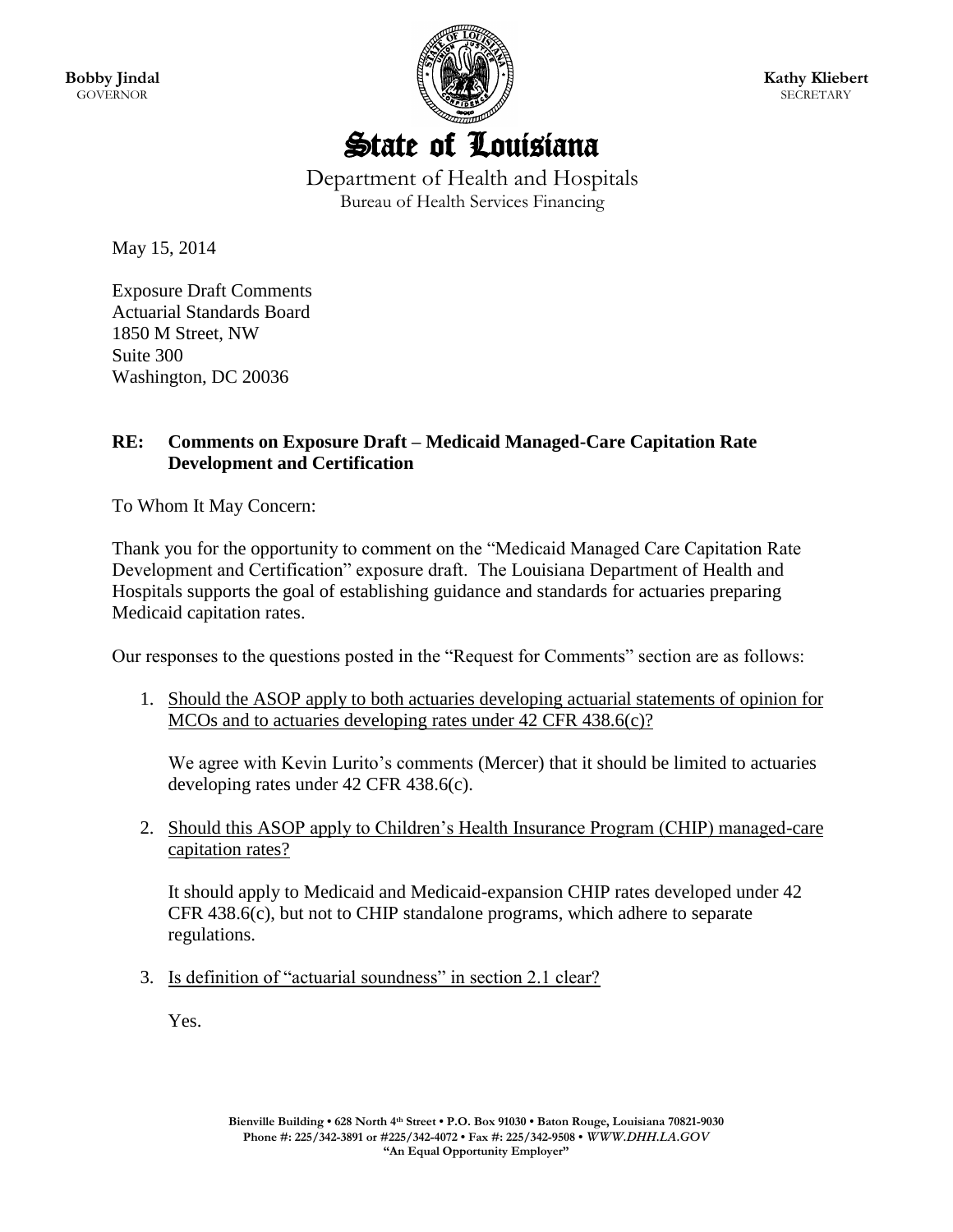**Bobby Jindal**
GOVERNOR

**Kathy Kliebert**
SECRETARY

# State of Louisiana

Department of Health and Hospitals
Bureau of Health Services Financing

May 15, 2014

Exposure Draft Comments
Actuarial Standards Board
1850 M Street, NW
Suite 300
Washington, DC 20036

**RE: Comments on Exposure Draft – Medicaid Managed-Care Capitation Rate Development and Certification**

To Whom It May Concern:

Thank you for the opportunity to comment on the "Medicaid Managed Care Capitation Rate Development and Certification" exposure draft. The Louisiana Department of Health and Hospitals supports the goal of establishing guidance and standards for actuaries preparing Medicaid capitation rates.

Our responses to the questions posted in the "Request for Comments" section are as follows:

1. <u>Should the ASOP apply to both actuaries developing actuarial statements of opinion for MCOs and to actuaries developing rates under 42 CFR 438.6(c)?</u>

   We agree with Kevin Lurito's comments (Mercer) that it should be limited to actuaries developing rates under 42 CFR 438.6(c).

2. <u>Should this ASOP apply to Children's Health Insurance Program (CHIP) managed-care capitation rates?</u>

   It should apply to Medicaid and Medicaid-expansion CHIP rates developed under 42 CFR 438.6(c), but not to CHIP standalone programs, which adhere to separate regulations.

3. <u>Is definition of "actuarial soundness" in section 2.1 clear?</u>

   Yes.

**Bienville Building • 628 North 4th Street • P.O. Box 91030 • Baton Rouge, Louisiana 70821-9030**
**Phone #: 225/342-3891 or #225/342-4072 • Fax #: 225/342-9508 •** ***WWW.DHH.LA.GOV***
**"An Equal Opportunity Employer"**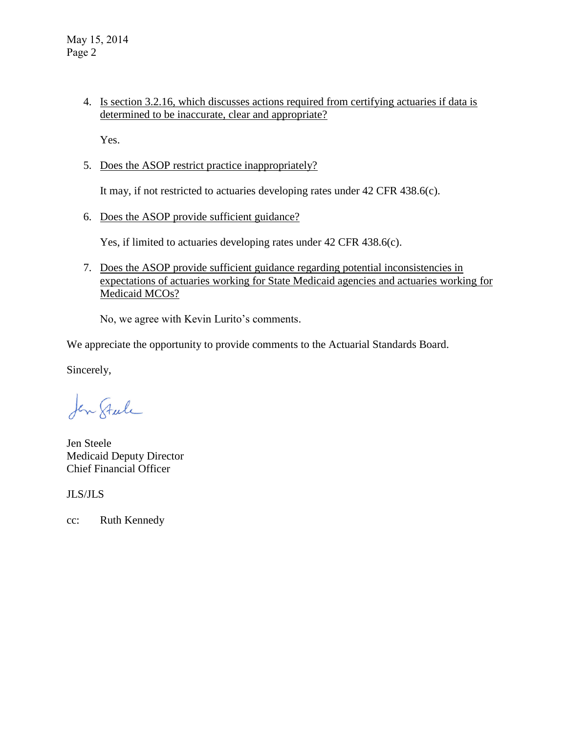4. Is section 3.2.16, which discusses actions required from certifying actuaries if data is determined to be inaccurate, clear and appropriate?

   Yes.

5. Does the ASOP restrict practice inappropriately?

   It may, if not restricted to actuaries developing rates under 42 CFR 438.6(c).

6. Does the ASOP provide sufficient guidance?

   Yes, if limited to actuaries developing rates under 42 CFR 438.6(c).

7. Does the ASOP provide sufficient guidance regarding potential inconsistencies in expectations of actuaries working for State Medicaid agencies and actuaries working for Medicaid MCOs?

   No, we agree with Kevin Lurito's comments.

We appreciate the opportunity to provide comments to the Actuarial Standards Board.

Sincerely,

Jen Steele

Jen Steele
Medicaid Deputy Director
Chief Financial Officer

JLS/JLS

cc: Ruth Kennedy